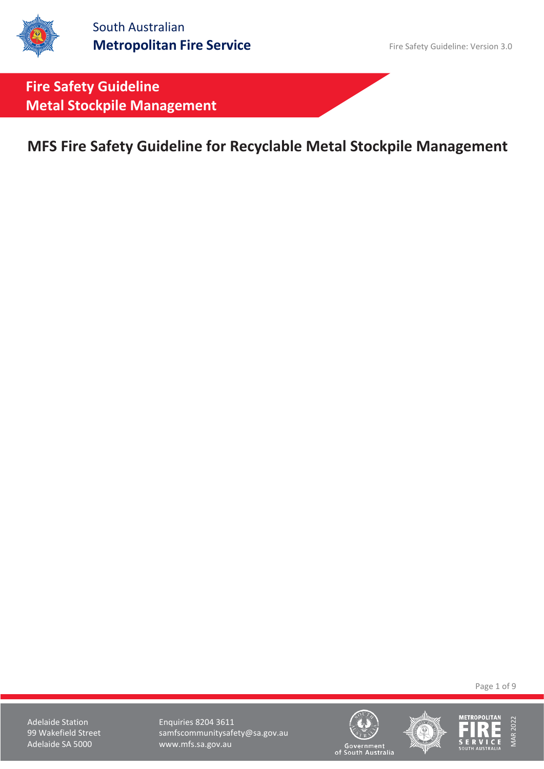South Australian
**Metropolitan Fire Service**

Fire Safety Guideline: Version 3.0

# Fire Safety Guideline
# Metal Stockpile Management

## MFS Fire Safety Guideline for Recyclable Metal Stockpile Management

Adelaide Station
99 Wakefield Street
Adelaide SA 5000

Enquiries 8204 3611
samfscommunitysafety@sa.gov.au
www.mfs.sa.gov.au

MAR 2022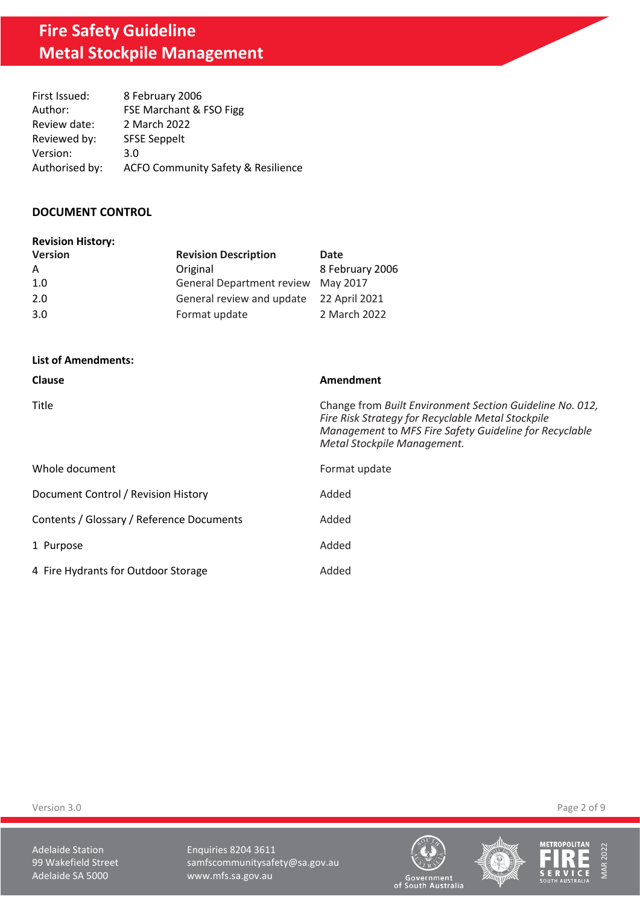# Fire Safety Guideline Metal Stockpile Management

| | |
|---|---|
| First Issued: | 8 February 2006 |
| Author: | FSE Marchant & FSO Figg |
| Review date: | 2 March 2022 |
| Reviewed by: | SFSE Seppelt |
| Version: | 3.0 |
| Authorised by: | ACFO Community Safety & Resilience |

## DOCUMENT CONTROL

**Revision History:**

| Version | Revision Description | Date |
|---|---|---|
| A | Original | 8 February 2006 |
| 1.0 | General Department review | May 2017 |
| 2.0 | General review and update | 22 April 2021 |
| 3.0 | Format update | 2 March 2022 |

**List of Amendments:**

| Clause | Amendment |
|---|---|
| Title | Change from *Built Environment Section Guideline No. 012, Fire Risk Strategy for Recyclable Metal Stockpile Management* to *MFS Fire Safety Guideline for Recyclable Metal Stockpile Management.* |
| Whole document | Format update |
| Document Control / Revision History | Added |
| Contents / Glossary / Reference Documents | Added |
| 1 Purpose | Added |
| 4 Fire Hydrants for Outdoor Storage | Added |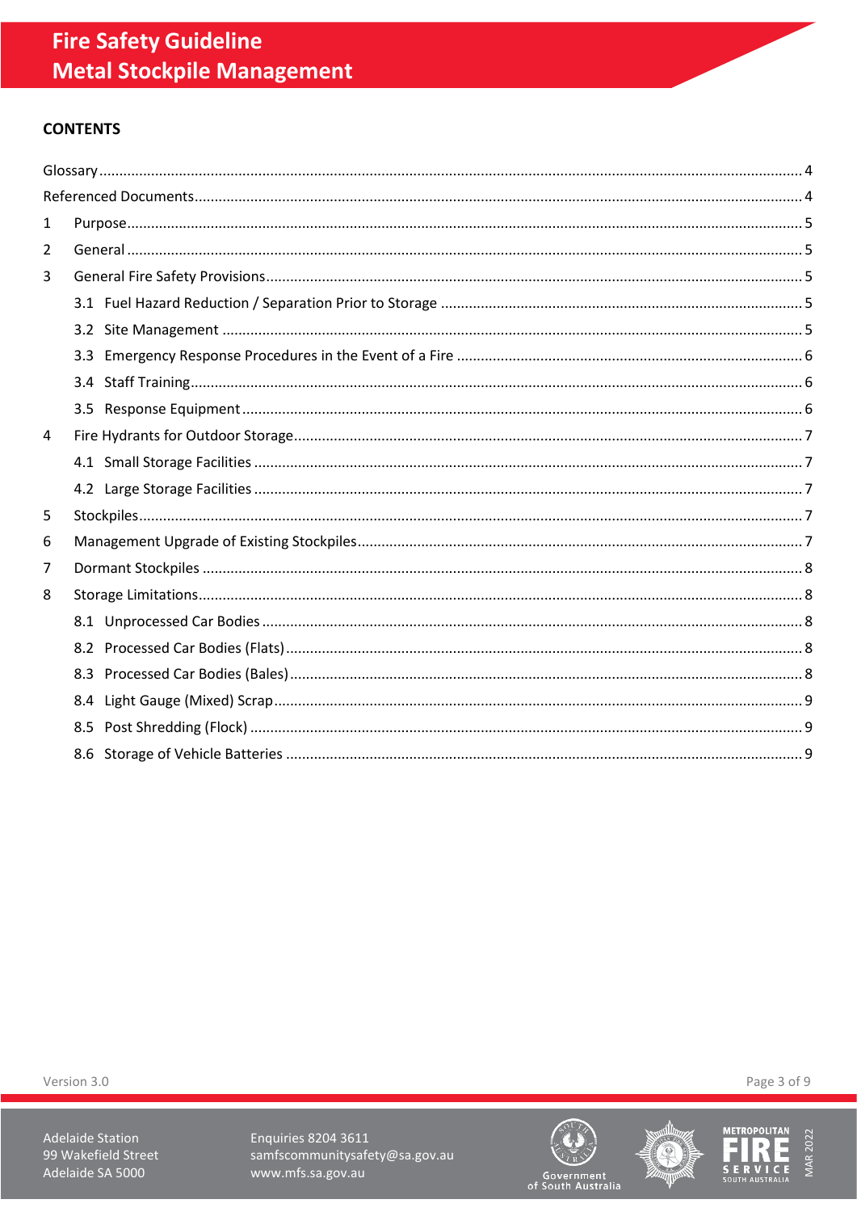## CONTENTS

Glossary ........ 4

Referenced Documents ........ 4

1 Purpose ........ 5

2 General ........ 5

3 General Fire Safety Provisions ........ 5

- 3.1 Fuel Hazard Reduction / Separation Prior to Storage ........ 5
- 3.2 Site Management ........ 5
- 3.3 Emergency Response Procedures in the Event of a Fire ........ 6
- 3.4 Staff Training ........ 6
- 3.5 Response Equipment ........ 6

4 Fire Hydrants for Outdoor Storage ........ 7

- 4.1 Small Storage Facilities ........ 7
- 4.2 Large Storage Facilities ........ 7

5 Stockpiles ........ 7

6 Management Upgrade of Existing Stockpiles ........ 7

7 Dormant Stockpiles ........ 8

8 Storage Limitations ........ 8

- 8.1 Unprocessed Car Bodies ........ 8
- 8.2 Processed Car Bodies (Flats) ........ 8
- 8.3 Processed Car Bodies (Bales) ........ 8
- 8.4 Light Gauge (Mixed) Scrap ........ 9
- 8.5 Post Shredding (Flock) ........ 9
- 8.6 Storage of Vehicle Batteries ........ 9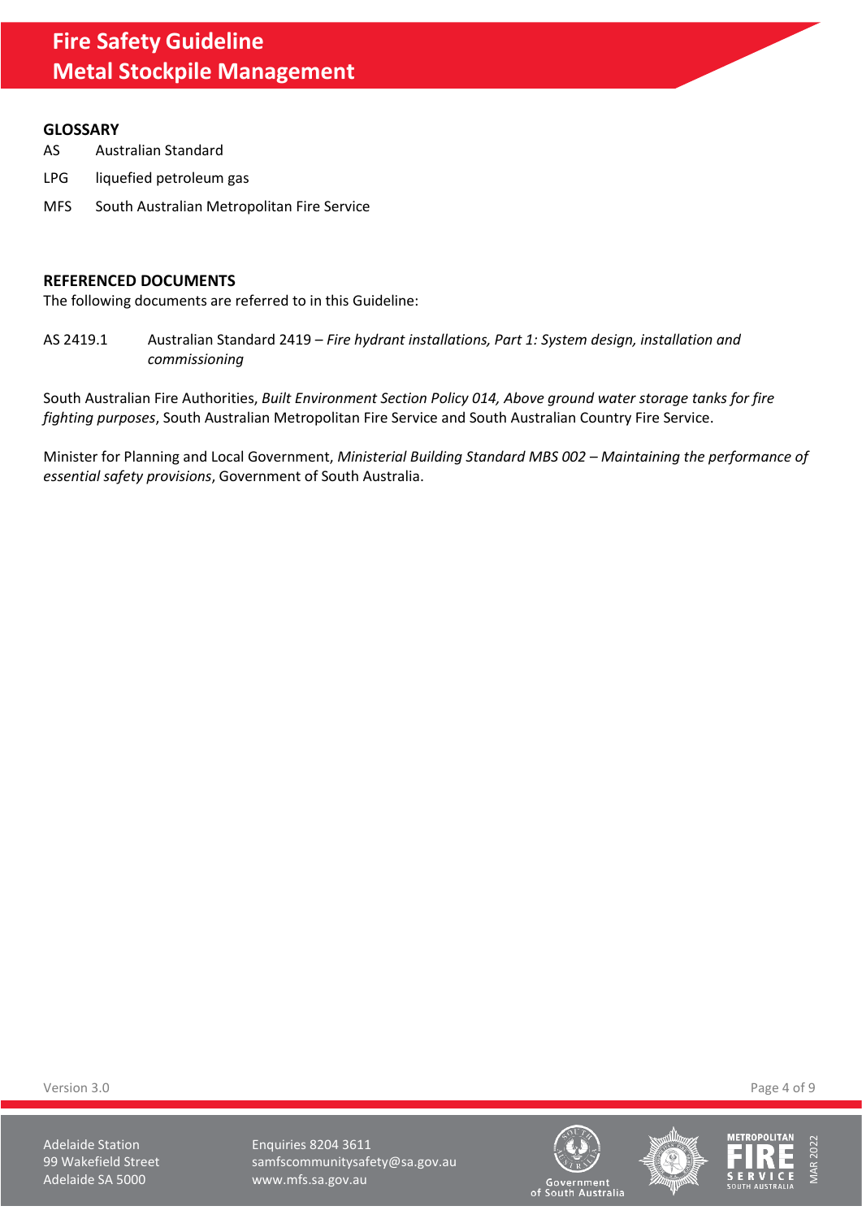## GLOSSARY

| | |
|---|---|
| AS | Australian Standard |
| LPG | liquefied petroleum gas |
| MFS | South Australian Metropolitan Fire Service |

## REFERENCED DOCUMENTS

The following documents are referred to in this Guideline:

AS 2419.1 Australian Standard 2419 – *Fire hydrant installations, Part 1: System design, installation and commissioning*

South Australian Fire Authorities, *Built Environment Section Policy 014, Above ground water storage tanks for fire fighting purposes*, South Australian Metropolitan Fire Service and South Australian Country Fire Service.

Minister for Planning and Local Government, *Ministerial Building Standard MBS 002 – Maintaining the performance of essential safety provisions*, Government of South Australia.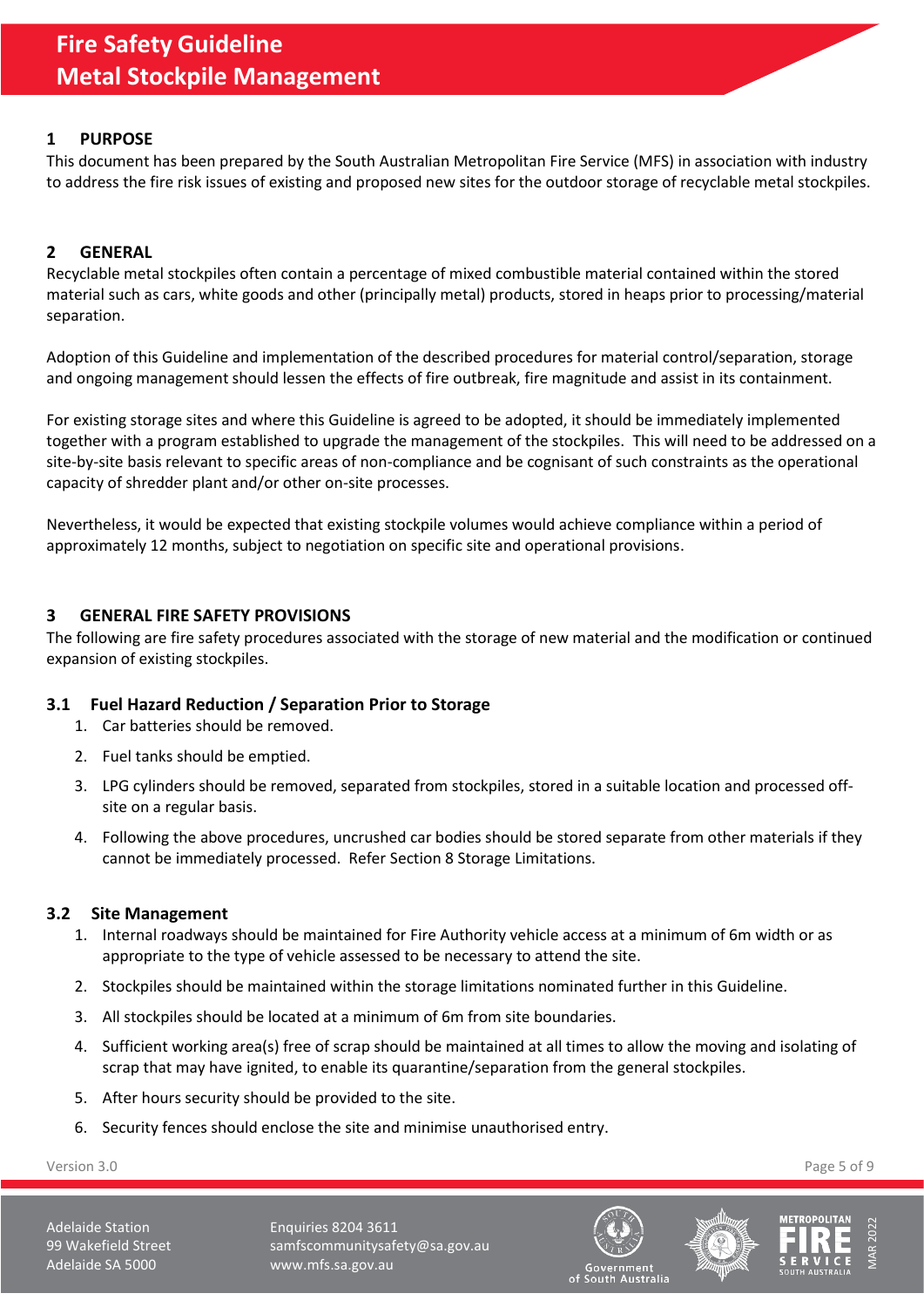# Fire Safety Guideline
# Metal Stockpile Management

## 1 PURPOSE

This document has been prepared by the South Australian Metropolitan Fire Service (MFS) in association with industry to address the fire risk issues of existing and proposed new sites for the outdoor storage of recyclable metal stockpiles.

## 2 GENERAL

Recyclable metal stockpiles often contain a percentage of mixed combustible material contained within the stored material such as cars, white goods and other (principally metal) products, stored in heaps prior to processing/material separation.

Adoption of this Guideline and implementation of the described procedures for material control/separation, storage and ongoing management should lessen the effects of fire outbreak, fire magnitude and assist in its containment.

For existing storage sites and where this Guideline is agreed to be adopted, it should be immediately implemented together with a program established to upgrade the management of the stockpiles. This will need to be addressed on a site-by-site basis relevant to specific areas of non-compliance and be cognisant of such constraints as the operational capacity of shredder plant and/or other on-site processes.

Nevertheless, it would be expected that existing stockpile volumes would achieve compliance within a period of approximately 12 months, subject to negotiation on specific site and operational provisions.

## 3 GENERAL FIRE SAFETY PROVISIONS

The following are fire safety procedures associated with the storage of new material and the modification or continued expansion of existing stockpiles.

### 3.1 Fuel Hazard Reduction / Separation Prior to Storage

1. Car batteries should be removed.
2. Fuel tanks should be emptied.
3. LPG cylinders should be removed, separated from stockpiles, stored in a suitable location and processed off-site on a regular basis.
4. Following the above procedures, uncrushed car bodies should be stored separate from other materials if they cannot be immediately processed. Refer Section 8 Storage Limitations.

### 3.2 Site Management

1. Internal roadways should be maintained for Fire Authority vehicle access at a minimum of 6m width or as appropriate to the type of vehicle assessed to be necessary to attend the site.
2. Stockpiles should be maintained within the storage limitations nominated further in this Guideline.
3. All stockpiles should be located at a minimum of 6m from site boundaries.
4. Sufficient working area(s) free of scrap should be maintained at all times to allow the moving and isolating of scrap that may have ignited, to enable its quarantine/separation from the general stockpiles.
5. After hours security should be provided to the site.
6. Security fences should enclose the site and minimise unauthorised entry.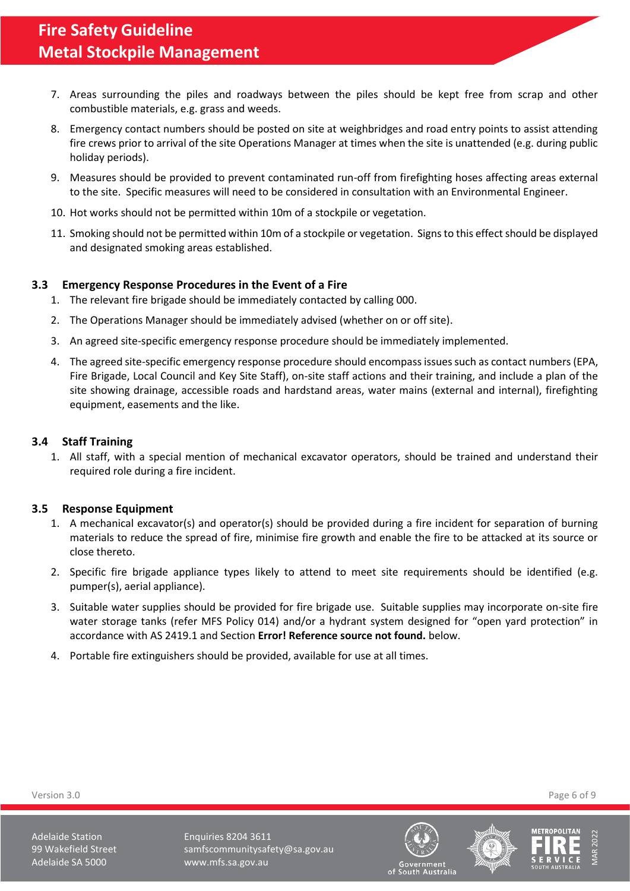7. Areas surrounding the piles and roadways between the piles should be kept free from scrap and other combustible materials, e.g. grass and weeds.
8. Emergency contact numbers should be posted on site at weighbridges and road entry points to assist attending fire crews prior to arrival of the site Operations Manager at times when the site is unattended (e.g. during public holiday periods).
9. Measures should be provided to prevent contaminated run-off from firefighting hoses affecting areas external to the site. Specific measures will need to be considered in consultation with an Environmental Engineer.
10. Hot works should not be permitted within 10m of a stockpile or vegetation.
11. Smoking should not be permitted within 10m of a stockpile or vegetation. Signs to this effect should be displayed and designated smoking areas established.

### 3.3 Emergency Response Procedures in the Event of a Fire

1. The relevant fire brigade should be immediately contacted by calling 000.
2. The Operations Manager should be immediately advised (whether on or off site).
3. An agreed site-specific emergency response procedure should be immediately implemented.
4. The agreed site-specific emergency response procedure should encompass issues such as contact numbers (EPA, Fire Brigade, Local Council and Key Site Staff), on-site staff actions and their training, and include a plan of the site showing drainage, accessible roads and hardstand areas, water mains (external and internal), firefighting equipment, easements and the like.

### 3.4 Staff Training

1. All staff, with a special mention of mechanical excavator operators, should be trained and understand their required role during a fire incident.

### 3.5 Response Equipment

1. A mechanical excavator(s) and operator(s) should be provided during a fire incident for separation of burning materials to reduce the spread of fire, minimise fire growth and enable the fire to be attacked at its source or close thereto.
2. Specific fire brigade appliance types likely to attend to meet site requirements should be identified (e.g. pumper(s), aerial appliance).
3. Suitable water supplies should be provided for fire brigade use. Suitable supplies may incorporate on-site fire water storage tanks (refer MFS Policy 014) and/or a hydrant system designed for "open yard protection" in accordance with AS 2419.1 and Section **Error! Reference source not found.** below.
4. Portable fire extinguishers should be provided, available for use at all times.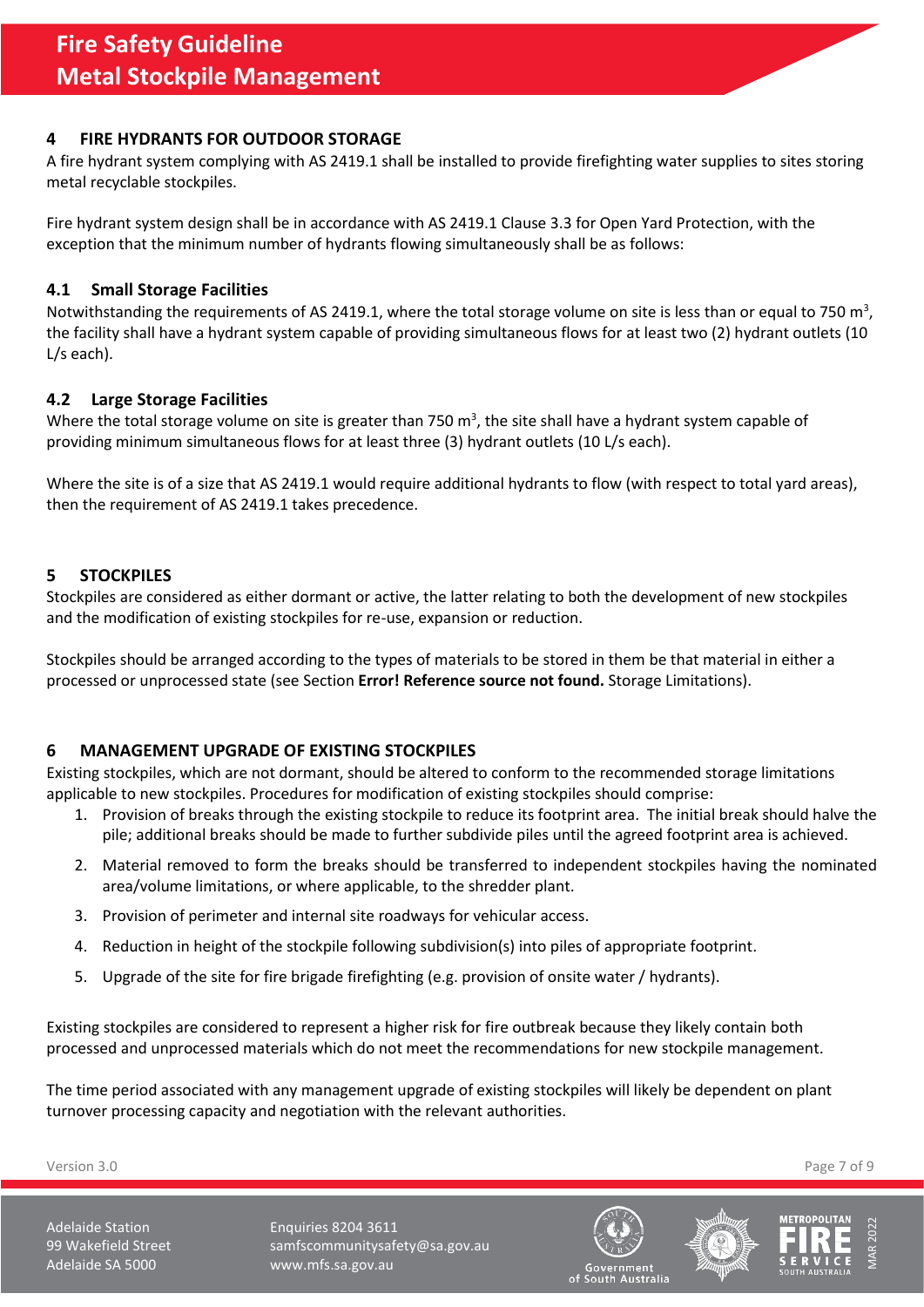## 4 FIRE HYDRANTS FOR OUTDOOR STORAGE

A fire hydrant system complying with AS 2419.1 shall be installed to provide firefighting water supplies to sites storing metal recyclable stockpiles.

Fire hydrant system design shall be in accordance with AS 2419.1 Clause 3.3 for Open Yard Protection, with the exception that the minimum number of hydrants flowing simultaneously shall be as follows:

### 4.1 Small Storage Facilities

Notwithstanding the requirements of AS 2419.1, where the total storage volume on site is less than or equal to 750 $m^3$, the facility shall have a hydrant system capable of providing simultaneous flows for at least two (2) hydrant outlets (10 L/s each).

### 4.2 Large Storage Facilities

Where the total storage volume on site is greater than 750 $m^3$, the site shall have a hydrant system capable of providing minimum simultaneous flows for at least three (3) hydrant outlets (10 L/s each).

Where the site is of a size that AS 2419.1 would require additional hydrants to flow (with respect to total yard areas), then the requirement of AS 2419.1 takes precedence.

## 5 STOCKPILES

Stockpiles are considered as either dormant or active, the latter relating to both the development of new stockpiles and the modification of existing stockpiles for re-use, expansion or reduction.

Stockpiles should be arranged according to the types of materials to be stored in them be that material in either a processed or unprocessed state (see Section **Error! Reference source not found.** Storage Limitations).

## 6 MANAGEMENT UPGRADE OF EXISTING STOCKPILES

Existing stockpiles, which are not dormant, should be altered to conform to the recommended storage limitations applicable to new stockpiles. Procedures for modification of existing stockpiles should comprise:

1. Provision of breaks through the existing stockpile to reduce its footprint area. The initial break should halve the pile; additional breaks should be made to further subdivide piles until the agreed footprint area is achieved.
2. Material removed to form the breaks should be transferred to independent stockpiles having the nominated area/volume limitations, or where applicable, to the shredder plant.
3. Provision of perimeter and internal site roadways for vehicular access.
4. Reduction in height of the stockpile following subdivision(s) into piles of appropriate footprint.
5. Upgrade of the site for fire brigade firefighting (e.g. provision of onsite water / hydrants).

Existing stockpiles are considered to represent a higher risk for fire outbreak because they likely contain both processed and unprocessed materials which do not meet the recommendations for new stockpile management.

The time period associated with any management upgrade of existing stockpiles will likely be dependent on plant turnover processing capacity and negotiation with the relevant authorities.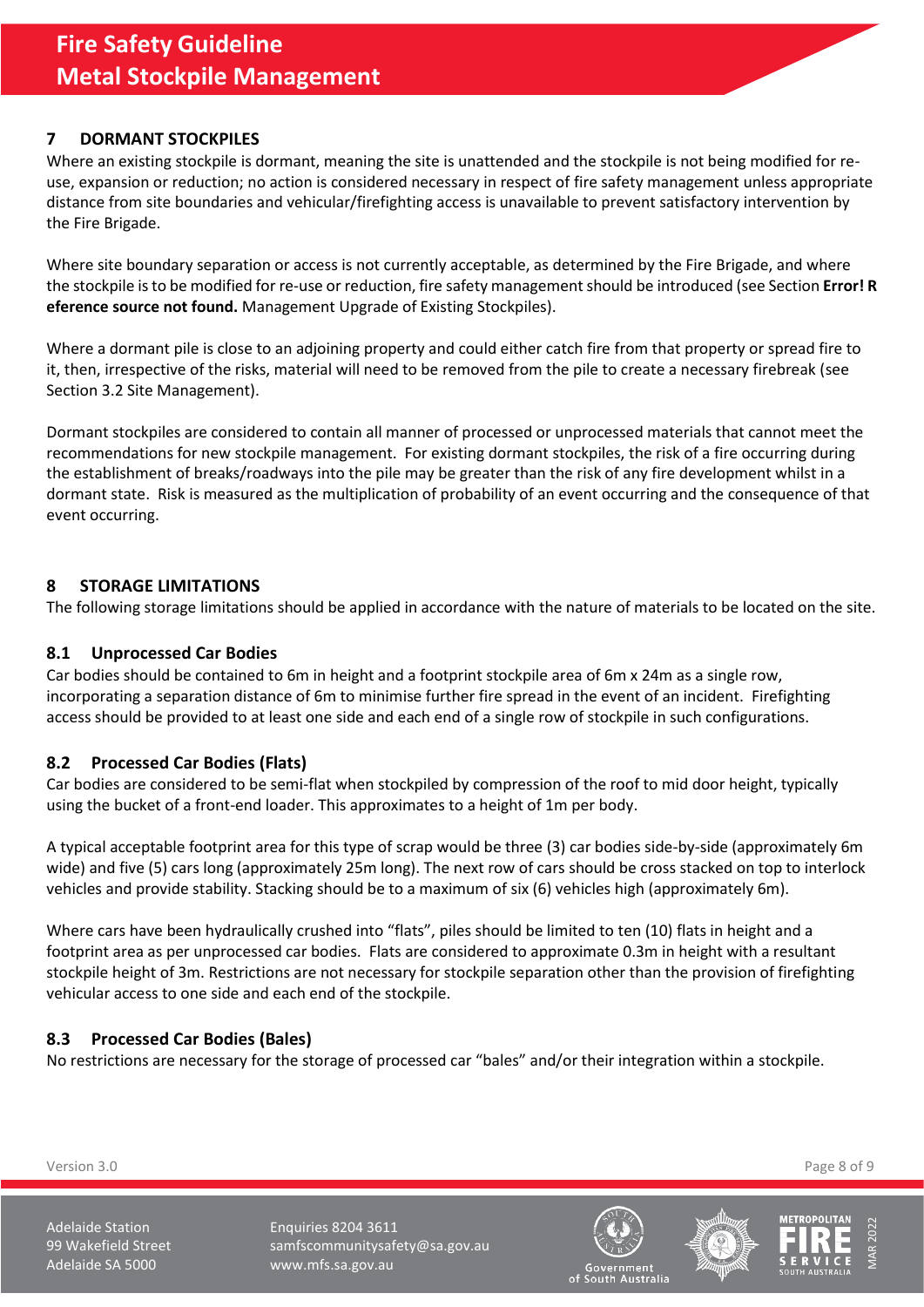## 7 DORMANT STOCKPILES

Where an existing stockpile is dormant, meaning the site is unattended and the stockpile is not being modified for re-use, expansion or reduction; no action is considered necessary in respect of fire safety management unless appropriate distance from site boundaries and vehicular/firefighting access is unavailable to prevent satisfactory intervention by the Fire Brigade.

Where site boundary separation or access is not currently acceptable, as determined by the Fire Brigade, and where the stockpile is to be modified for re-use or reduction, fire safety management should be introduced (see Section **Error! Reference source not found.** Management Upgrade of Existing Stockpiles).

Where a dormant pile is close to an adjoining property and could either catch fire from that property or spread fire to it, then, irrespective of the risks, material will need to be removed from the pile to create a necessary firebreak (see Section 3.2 Site Management).

Dormant stockpiles are considered to contain all manner of processed or unprocessed materials that cannot meet the recommendations for new stockpile management. For existing dormant stockpiles, the risk of a fire occurring during the establishment of breaks/roadways into the pile may be greater than the risk of any fire development whilst in a dormant state. Risk is measured as the multiplication of probability of an event occurring and the consequence of that event occurring.

## 8 STORAGE LIMITATIONS

The following storage limitations should be applied in accordance with the nature of materials to be located on the site.

### 8.1 Unprocessed Car Bodies

Car bodies should be contained to 6m in height and a footprint stockpile area of 6m x 24m as a single row, incorporating a separation distance of 6m to minimise further fire spread in the event of an incident. Firefighting access should be provided to at least one side and each end of a single row of stockpile in such configurations.

### 8.2 Processed Car Bodies (Flats)

Car bodies are considered to be semi-flat when stockpiled by compression of the roof to mid door height, typically using the bucket of a front-end loader. This approximates to a height of 1m per body.

A typical acceptable footprint area for this type of scrap would be three (3) car bodies side-by-side (approximately 6m wide) and five (5) cars long (approximately 25m long). The next row of cars should be cross stacked on top to interlock vehicles and provide stability. Stacking should be to a maximum of six (6) vehicles high (approximately 6m).

Where cars have been hydraulically crushed into "flats", piles should be limited to ten (10) flats in height and a footprint area as per unprocessed car bodies. Flats are considered to approximate 0.3m in height with a resultant stockpile height of 3m. Restrictions are not necessary for stockpile separation other than the provision of firefighting vehicular access to one side and each end of the stockpile.

### 8.3 Processed Car Bodies (Bales)

No restrictions are necessary for the storage of processed car "bales" and/or their integration within a stockpile.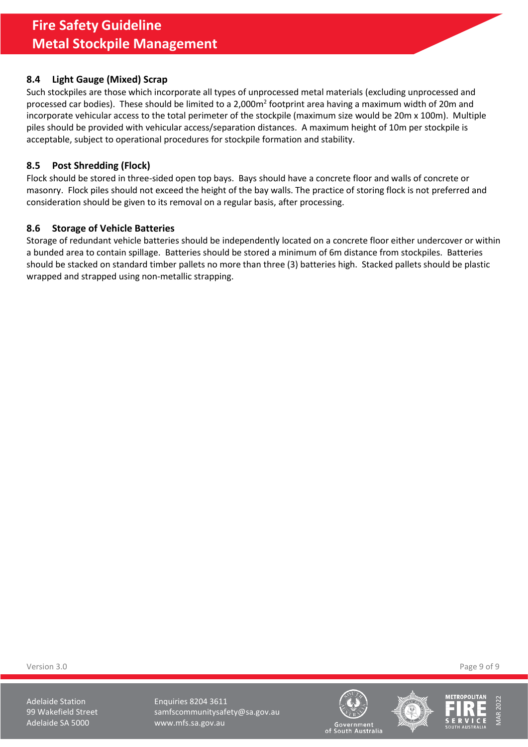### 8.4 Light Gauge (Mixed) Scrap

Such stockpiles are those which incorporate all types of unprocessed metal materials (excluding unprocessed and processed car bodies). These should be limited to a 2,000m$^2$ footprint area having a maximum width of 20m and incorporate vehicular access to the total perimeter of the stockpile (maximum size would be 20m x 100m). Multiple piles should be provided with vehicular access/separation distances. A maximum height of 10m per stockpile is acceptable, subject to operational procedures for stockpile formation and stability.

### 8.5 Post Shredding (Flock)

Flock should be stored in three-sided open top bays. Bays should have a concrete floor and walls of concrete or masonry. Flock piles should not exceed the height of the bay walls. The practice of storing flock is not preferred and consideration should be given to its removal on a regular basis, after processing.

### 8.6 Storage of Vehicle Batteries

Storage of redundant vehicle batteries should be independently located on a concrete floor either undercover or within a bunded area to contain spillage. Batteries should be stored a minimum of 6m distance from stockpiles. Batteries should be stacked on standard timber pallets no more than three (3) batteries high. Stacked pallets should be plastic wrapped and strapped using non-metallic strapping.